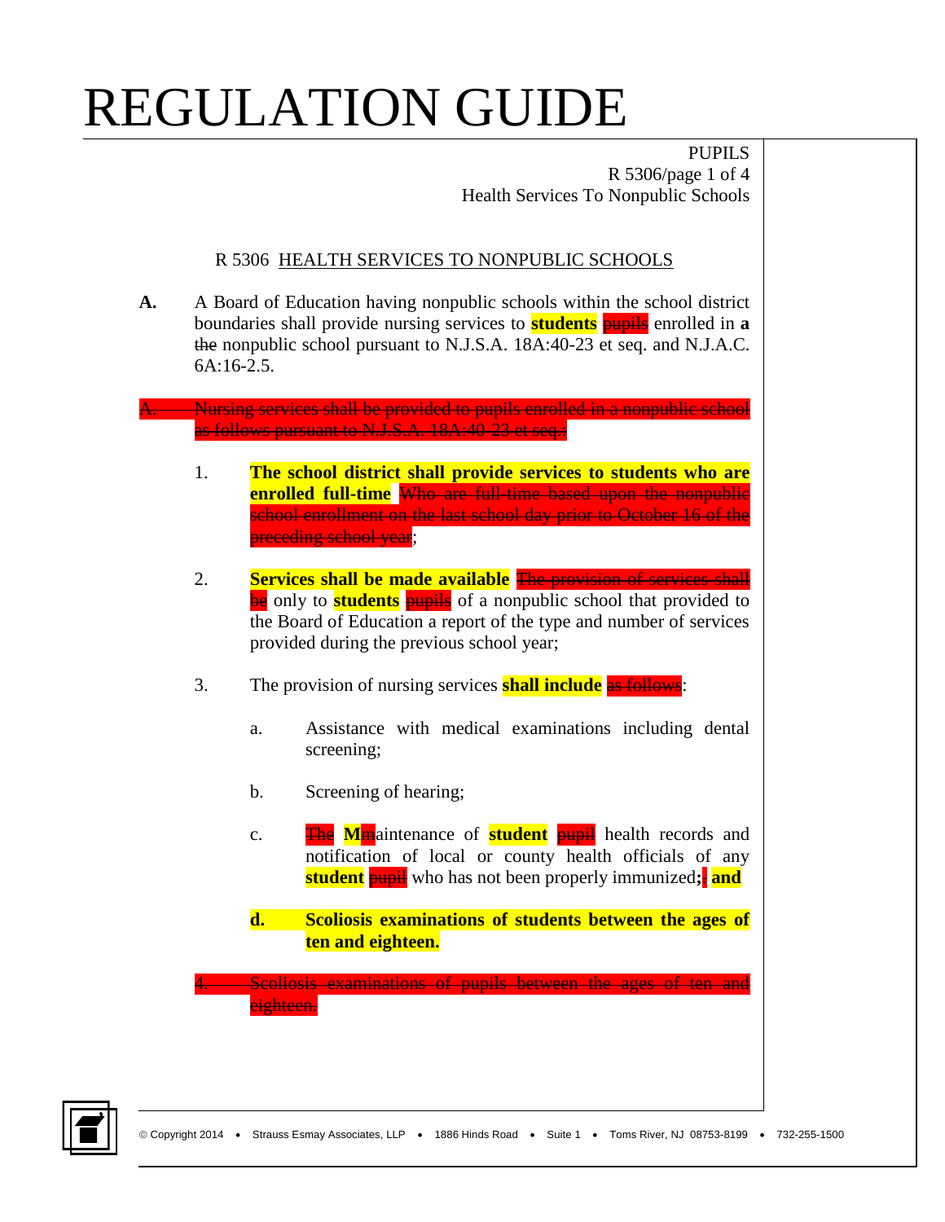# REGULATION GUIDE

PUPILS
R 5306/page 1 of 4
Health Services To Nonpublic Schools

R 5306 HEALTH SERVICES TO NONPUBLIC SCHOOLS

**A.** A Board of Education having nonpublic schools within the school district boundaries shall provide nursing services to **students** ~~pupils~~ enrolled in **a** ~~the~~ nonpublic school pursuant to N.J.S.A. 18A:40-23 et seq. and N.J.A.C. 6A:16-2.5.

~~A. Nursing services shall be provided to pupils enrolled in a nonpublic school as follows pursuant to N.J.S.A. 18A:40-23 et seq.:~~

1. **The school district shall provide services to students who are enrolled full-time** ~~Who are full-time based upon the nonpublic school enrollment on the last school day prior to October 16 of the preceding school year~~;

2. **Services shall be made available** ~~The provision of services shall be~~ only to **students** ~~pupils~~ of a nonpublic school that provided to the Board of Education a report of the type and number of services provided during the previous school year;

3. The provision of nursing services **shall include** ~~as follows~~:

   a. Assistance with medical examinations including dental screening;

   b. Screening of hearing;

   c. ~~The~~ **M**~~m~~aintenance of **student** ~~pupil~~ health records and notification of local or county health officials of any **student** ~~pupil~~ who has not been properly immunized**;** ~~.~~ **and**

   **d. Scoliosis examinations of students between the ages of ten and eighteen.**

~~4. Scoliosis examinations of pupils between the ages of ten and eighteen.~~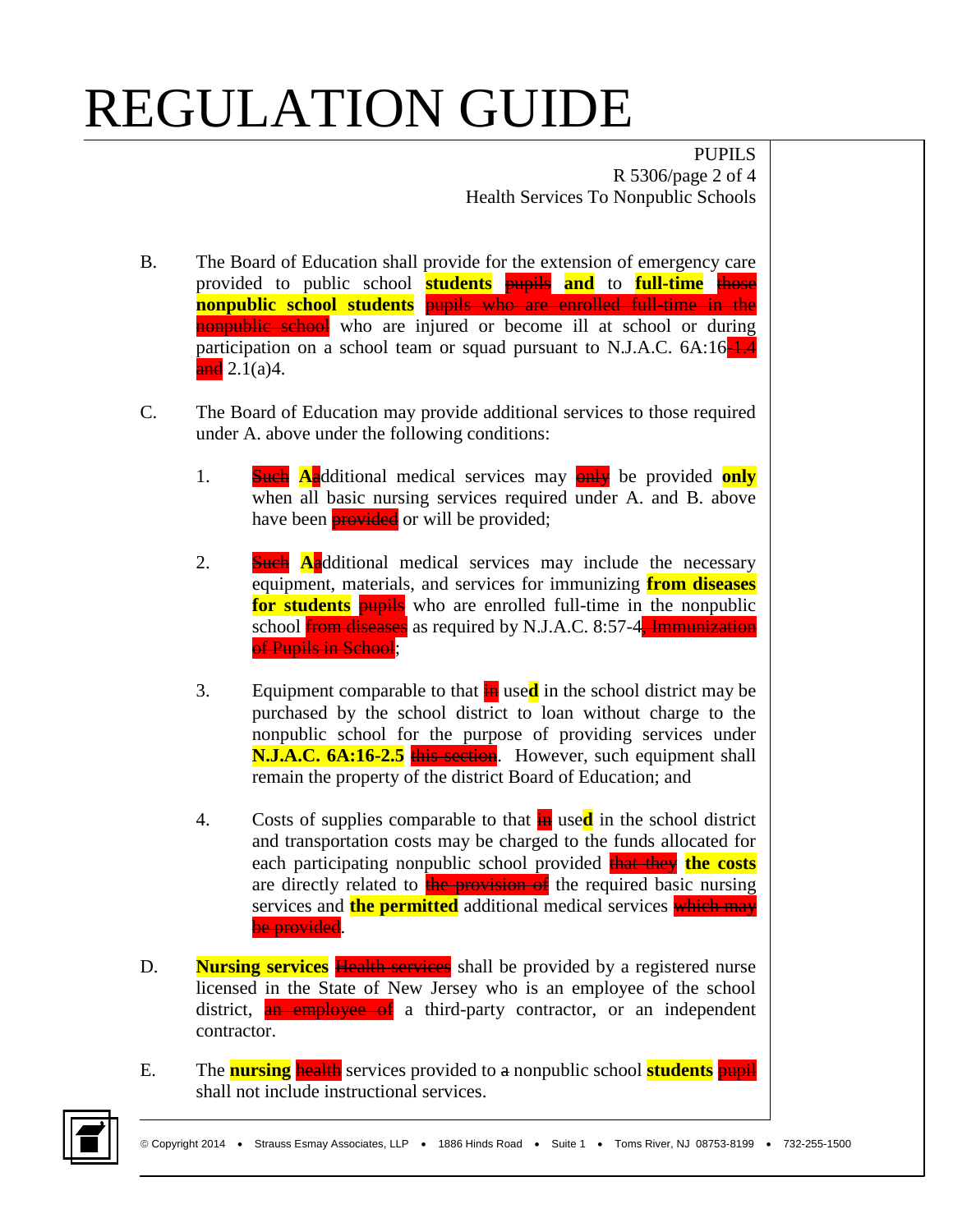B. The Board of Education shall provide for the extension of emergency care provided to public school **students** ~~pupils~~ **and** to **full-time** ~~those~~ **nonpublic school students** ~~pupils who are enrolled full-time in the nonpublic school~~ who are injured or become ill at school or during participation on a school team or squad pursuant to N.J.A.C. 6A:16~~-1.4 and~~ 2.1(a)4.

C. The Board of Education may provide additional services to those required under A. above under the following conditions:

1. ~~Such~~ **A**~~a~~dditional medical services may ~~only~~ be provided **only** when all basic nursing services required under A. and B. above have been ~~provided~~ or will be provided;

2. ~~Such~~ **A**~~a~~dditional medical services may include the necessary equipment, materials, and services for immunizing **from diseases for students** ~~pupils~~ who are enrolled full-time in the nonpublic school ~~from diseases~~ as required by N.J.A.C. 8:57-4~~, Immunization of Pupils in School~~;

3. Equipment comparable to that ~~in~~ use**d** in the school district may be purchased by the school district to loan without charge to the nonpublic school for the purpose of providing services under **N.J.A.C. 6A:16-2.5** ~~this section~~. However, such equipment shall remain the property of the district Board of Education; and

4. Costs of supplies comparable to that ~~in~~ use**d** in the school district and transportation costs may be charged to the funds allocated for each participating nonpublic school provided ~~that they~~ **the costs** are directly related to ~~the provision of~~ the required basic nursing services and **the permitted** additional medical services ~~which may be provided~~.

D. **Nursing services** ~~Health services~~ shall be provided by a registered nurse licensed in the State of New Jersey who is an employee of the school district, ~~an employee of~~ a third-party contractor, or an independent contractor.

E. The **nursing** ~~health~~ services provided to ~~a~~ nonpublic school **students** ~~pupil~~ shall not include instructional services.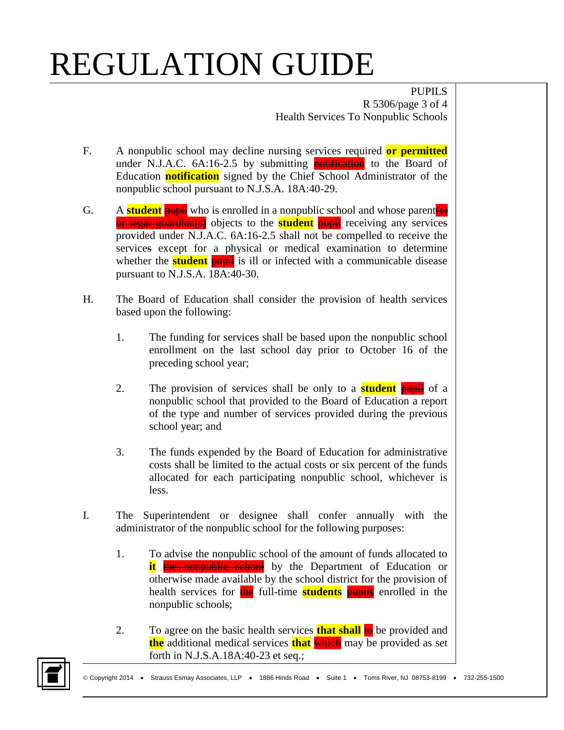F. A nonpublic school may decline nursing services required **or permitted** under N.J.A.C. 6A:16-2.5 by submitting ~~notification~~ to the Board of Education **notification** signed by the Chief School Administrator of the nonpublic school pursuant to N.J.S.A. 18A:40-29.

G. A **student** ~~pupil~~ who is enrolled in a nonpublic school and whose parent~~(s) or legal guardian(s)~~ objects to the **student** ~~pupil~~ receiving any services provided under N.J.A.C. 6A:16-2.5 shall not be compelled to receive the services except for a physical or medical examination to determine whether the **student** ~~pupil~~ is ill or infected with a communicable disease pursuant to N.J.S.A. 18A:40-30.

H. The Board of Education shall consider the provision of health services based upon the following:

   1. The funding for services shall be based upon the nonpublic school enrollment on the last school day prior to October 16 of the preceding school year;

   2. The provision of services shall be only to a **student** ~~pupil~~ of a nonpublic school that provided to the Board of Education a report of the type and number of services provided during the previous school year; and

   3. The funds expended by the Board of Education for administrative costs shall be limited to the actual costs or six percent of the funds allocated for each participating nonpublic school, whichever is less.

I. The Superintendent or designee shall confer annually with the administrator of the nonpublic school for the following purposes:

   1. To advise the nonpublic school of the amount of funds allocated to **it** ~~the nonpublic school~~ by the Department of Education or otherwise made available by the school district for the provision of health services for ~~the~~ full-time **students** ~~pupils~~ enrolled in the nonpublic school~~s~~;

   2. To agree on the basic health services **that shall** ~~to~~ be provided and **the** additional medical services **that** ~~which~~ may be provided as set forth in N.J.S.A.18A:40-23 et seq.;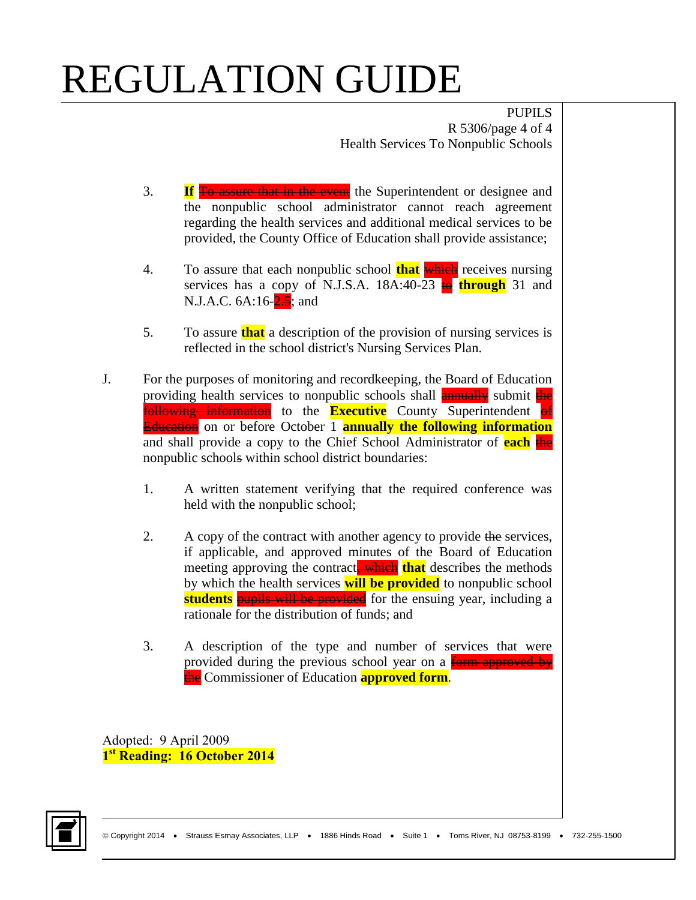3. **If** ~~To assure that in the event~~ the Superintendent or designee and the nonpublic school administrator cannot reach agreement regarding the health services and additional medical services to be provided, the County Office of Education shall provide assistance;

4. To assure that each nonpublic school **that** ~~which~~ receives nursing services has a copy of N.J.S.A. 18A:40-23 ~~to~~ **through** 31 and N.J.A.C. 6A:16-2.5; and

5. To assure **that** a description of the provision of nursing services is reflected in the school district's Nursing Services Plan.

J. For the purposes of monitoring and recordkeeping, the Board of Education providing health services to nonpublic schools shall ~~annually~~ submit ~~the following information~~ to the **Executive** County Superintendent ~~of Education~~ on or before October 1 **annually the following information** and shall provide a copy to the Chief School Administrator of **each** ~~the~~ nonpublic school~~s~~ within school district boundaries:

1. A written statement verifying that the required conference was held with the nonpublic school;

2. A copy of the contract with another agency to provide ~~the~~ services, if applicable, and approved minutes of the Board of Education meeting approving the contract~~, which~~ **that** describes the methods by which the health services **will be provided** to nonpublic school **students** ~~pupils will be provided~~ for the ensuing year, including a rationale for the distribution of funds; and

3. A description of the type and number of services that were provided during the previous school year on a ~~form approved by the~~ Commissioner of Education **approved form**.

Adopted: 9 April 2009
**1st Reading: 16 October 2014**